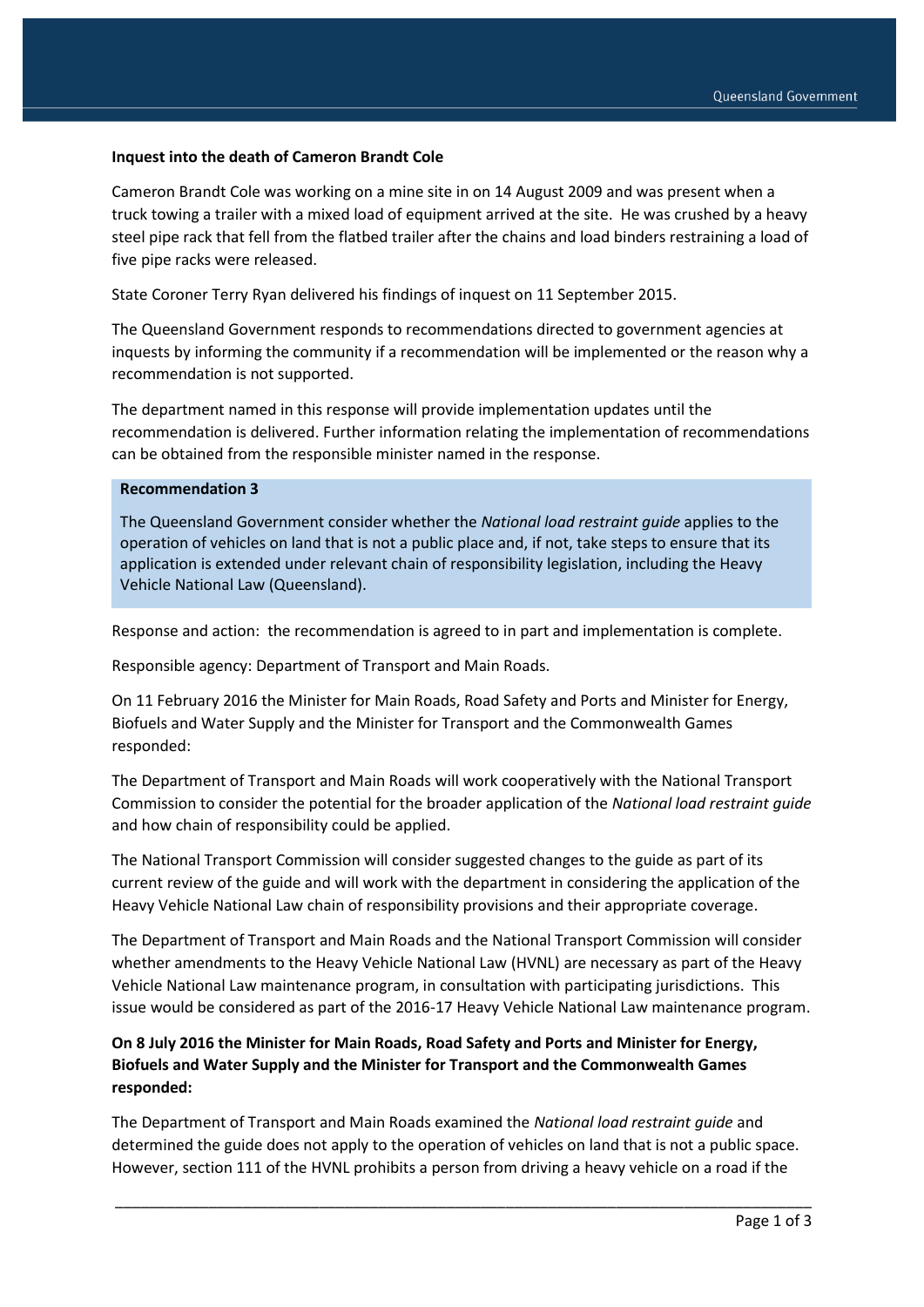**Inquest into the death of Cameron Brandt Cole**

Cameron Brandt Cole was working on a mine site in on 14 August 2009 and was present when a truck towing a trailer with a mixed load of equipment arrived at the site. He was crushed by a heavy steel pipe rack that fell from the flatbed trailer after the chains and load binders restraining a load of five pipe racks were released.

State Coroner Terry Ryan delivered his findings of inquest on 11 September 2015.

The Queensland Government responds to recommendations directed to government agencies at inquests by informing the community if a recommendation will be implemented or the reason why a recommendation is not supported.

The department named in this response will provide implementation updates until the recommendation is delivered. Further information relating the implementation of recommendations can be obtained from the responsible minister named in the response.

**Recommendation 3**

The Queensland Government consider whether the *National load restraint guide* applies to the operation of vehicles on land that is not a public place and, if not, take steps to ensure that its application is extended under relevant chain of responsibility legislation, including the Heavy Vehicle National Law (Queensland).

Response and action: the recommendation is agreed to in part and implementation is complete.

Responsible agency: Department of Transport and Main Roads.

On 11 February 2016 the Minister for Main Roads, Road Safety and Ports and Minister for Energy, Biofuels and Water Supply and the Minister for Transport and the Commonwealth Games responded:

The Department of Transport and Main Roads will work cooperatively with the National Transport Commission to consider the potential for the broader application of the *National load restraint guide* and how chain of responsibility could be applied.

The National Transport Commission will consider suggested changes to the guide as part of its current review of the guide and will work with the department in considering the application of the Heavy Vehicle National Law chain of responsibility provisions and their appropriate coverage.

The Department of Transport and Main Roads and the National Transport Commission will consider whether amendments to the Heavy Vehicle National Law (HVNL) are necessary as part of the Heavy Vehicle National Law maintenance program, in consultation with participating jurisdictions. This issue would be considered as part of the 2016-17 Heavy Vehicle National Law maintenance program.

**On 8 July 2016 the Minister for Main Roads, Road Safety and Ports and Minister for Energy, Biofuels and Water Supply and the Minister for Transport and the Commonwealth Games responded:**

The Department of Transport and Main Roads examined the *National load restraint guide* and determined the guide does not apply to the operation of vehicles on land that is not a public space. However, section 111 of the HVNL prohibits a person from driving a heavy vehicle on a road if the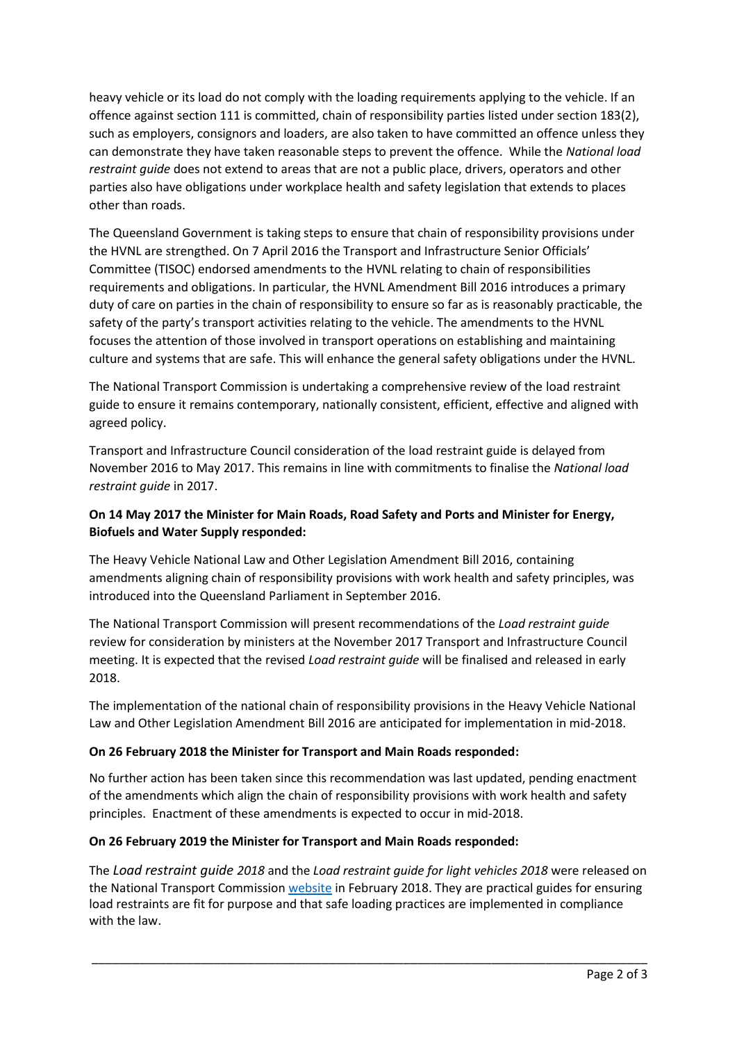heavy vehicle or its load do not comply with the loading requirements applying to the vehicle. If an offence against section 111 is committed, chain of responsibility parties listed under section 183(2), such as employers, consignors and loaders, are also taken to have committed an offence unless they can demonstrate they have taken reasonable steps to prevent the offence. While the *National load restraint guide* does not extend to areas that are not a public place, drivers, operators and other parties also have obligations under workplace health and safety legislation that extends to places other than roads.

The Queensland Government is taking steps to ensure that chain of responsibility provisions under the HVNL are strengthed. On 7 April 2016 the Transport and Infrastructure Senior Officials' Committee (TISOC) endorsed amendments to the HVNL relating to chain of responsibilities requirements and obligations. In particular, the HVNL Amendment Bill 2016 introduces a primary duty of care on parties in the chain of responsibility to ensure so far as is reasonably practicable, the safety of the party's transport activities relating to the vehicle. The amendments to the HVNL focuses the attention of those involved in transport operations on establishing and maintaining culture and systems that are safe. This will enhance the general safety obligations under the HVNL.

The National Transport Commission is undertaking a comprehensive review of the load restraint guide to ensure it remains contemporary, nationally consistent, efficient, effective and aligned with agreed policy.

Transport and Infrastructure Council consideration of the load restraint guide is delayed from November 2016 to May 2017. This remains in line with commitments to finalise the *National load restraint guide* in 2017.

**On 14 May 2017 the Minister for Main Roads, Road Safety and Ports and Minister for Energy, Biofuels and Water Supply responded:**

The Heavy Vehicle National Law and Other Legislation Amendment Bill 2016, containing amendments aligning chain of responsibility provisions with work health and safety principles, was introduced into the Queensland Parliament in September 2016.

The National Transport Commission will present recommendations of the *Load restraint guide* review for consideration by ministers at the November 2017 Transport and Infrastructure Council meeting. It is expected that the revised *Load restraint guide* will be finalised and released in early 2018.

The implementation of the national chain of responsibility provisions in the Heavy Vehicle National Law and Other Legislation Amendment Bill 2016 are anticipated for implementation in mid-2018.

**On 26 February 2018 the Minister for Transport and Main Roads responded:**

No further action has been taken since this recommendation was last updated, pending enactment of the amendments which align the chain of responsibility provisions with work health and safety principles. Enactment of these amendments is expected to occur in mid-2018.

**On 26 February 2019 the Minister for Transport and Main Roads responded:**

The *Load restraint guide 2018* and the *Load restraint guide for light vehicles 2018* were released on the National Transport Commission website in February 2018. They are practical guides for ensuring load restraints are fit for purpose and that safe loading practices are implemented in compliance with the law.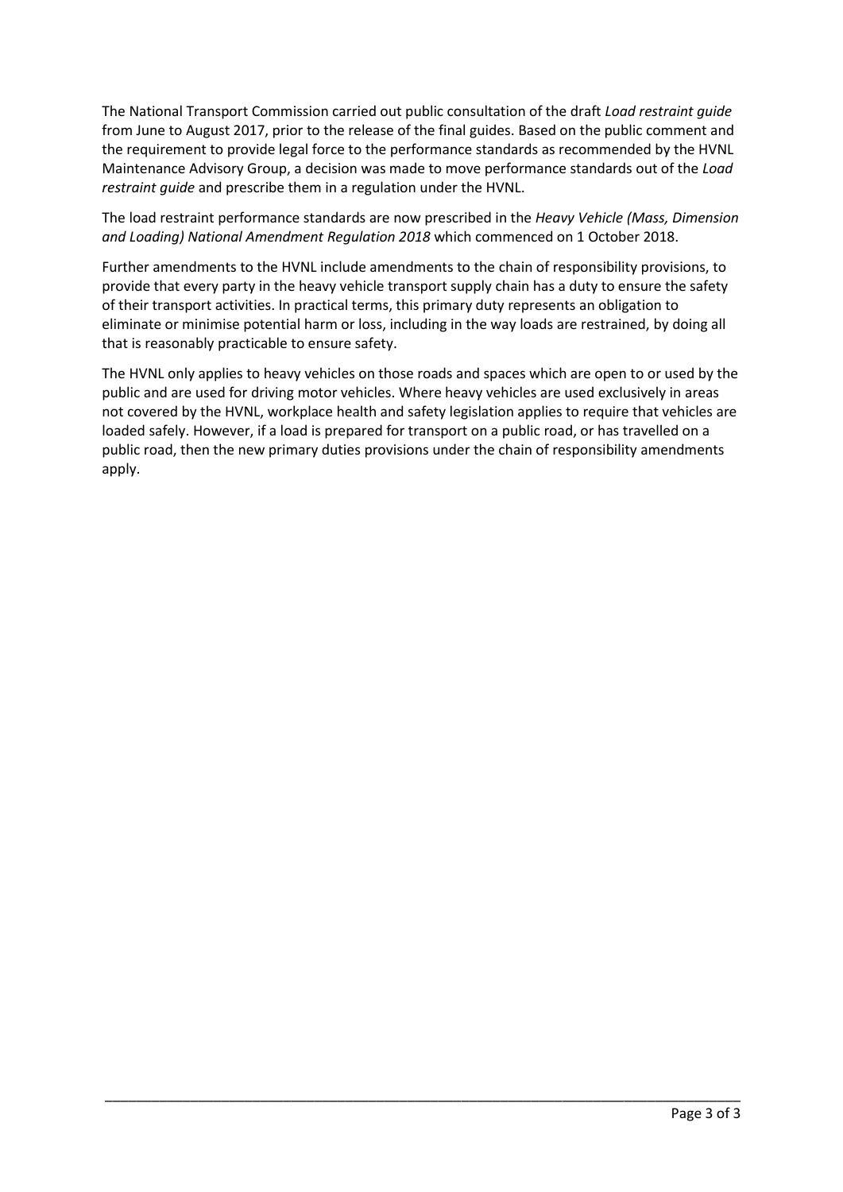The National Transport Commission carried out public consultation of the draft *Load restraint guide* from June to August 2017, prior to the release of the final guides. Based on the public comment and the requirement to provide legal force to the performance standards as recommended by the HVNL Maintenance Advisory Group, a decision was made to move performance standards out of the *Load restraint guide* and prescribe them in a regulation under the HVNL.

The load restraint performance standards are now prescribed in the *Heavy Vehicle (Mass, Dimension and Loading) National Amendment Regulation 2018* which commenced on 1 October 2018.

Further amendments to the HVNL include amendments to the chain of responsibility provisions, to provide that every party in the heavy vehicle transport supply chain has a duty to ensure the safety of their transport activities. In practical terms, this primary duty represents an obligation to eliminate or minimise potential harm or loss, including in the way loads are restrained, by doing all that is reasonably practicable to ensure safety.

The HVNL only applies to heavy vehicles on those roads and spaces which are open to or used by the public and are used for driving motor vehicles. Where heavy vehicles are used exclusively in areas not covered by the HVNL, workplace health and safety legislation applies to require that vehicles are loaded safely. However, if a load is prepared for transport on a public road, or has travelled on a public road, then the new primary duties provisions under the chain of responsibility amendments apply.